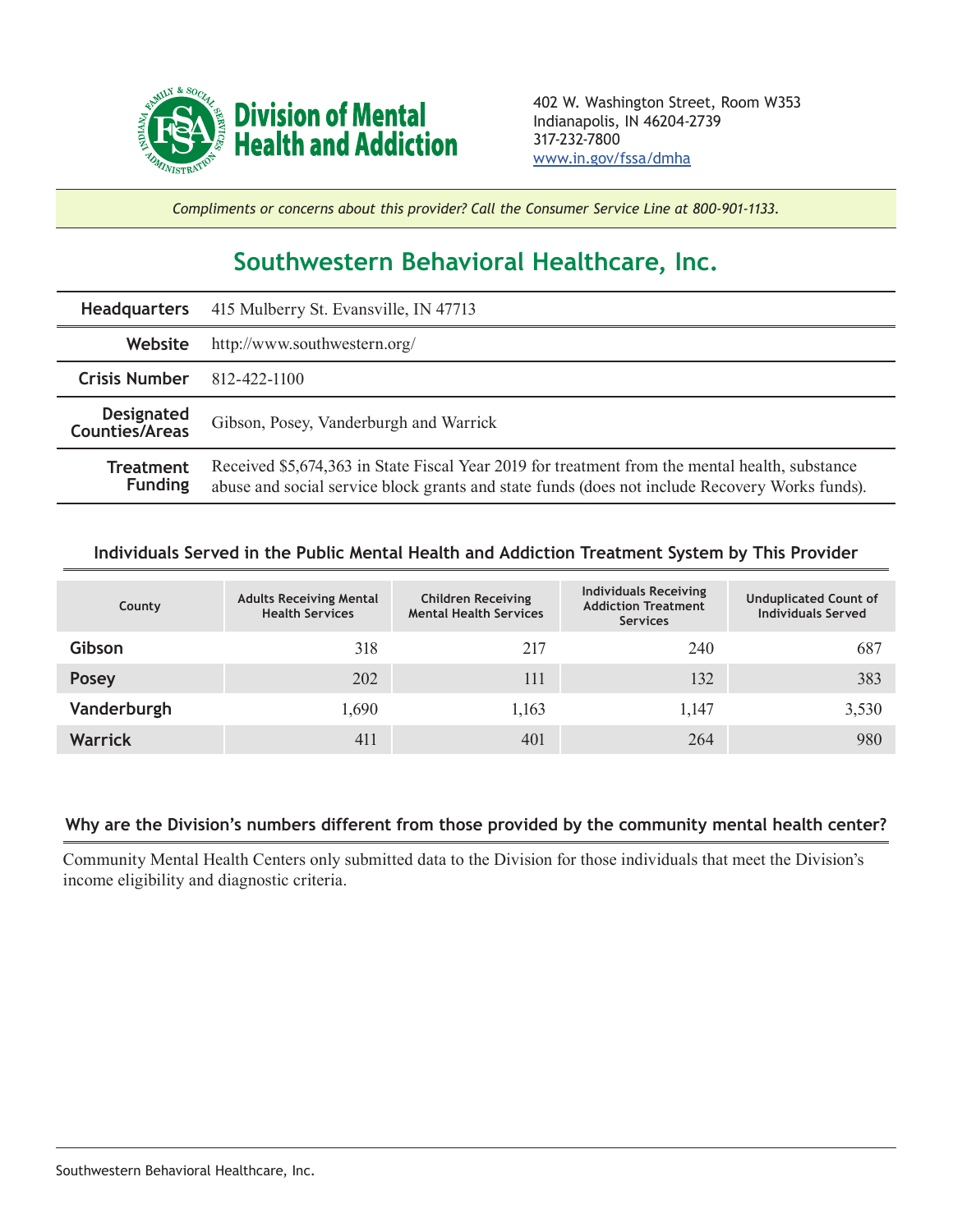**Division of Mental Health and Addiction**

402 W. Washington Street, Room W353
Indianapolis, IN 46204-2739
317-232-7800
www.in.gov/fssa/dmha

*Compliments or concerns about this provider? Call the Consumer Service Line at 800-901-1133.*

# Southwestern Behavioral Healthcare, Inc.

| | |
|---|---|
| **Headquarters** | 415 Mulberry St. Evansville, IN 47713 |
| **Website** | http://www.southwestern.org/ |
| **Crisis Number** | 812-422-1100 |
| **Designated Counties/Areas** | Gibson, Posey, Vanderburgh and Warrick |
| **Treatment Funding** | Received $5,674,363 in State Fiscal Year 2019 for treatment from the mental health, substance abuse and social service block grants and state funds (does not include Recovery Works funds). |

## Individuals Served in the Public Mental Health and Addiction Treatment System by This Provider

| County | Adults Receiving Mental Health Services | Children Receiving Mental Health Services | Individuals Receiving Addiction Treatment Services | Unduplicated Count of Individuals Served |
|---|---|---|---|---|
| Gibson | 318 | 217 | 240 | 687 |
| Posey | 202 | 111 | 132 | 383 |
| Vanderburgh | 1,690 | 1,163 | 1,147 | 3,530 |
| Warrick | 411 | 401 | 264 | 980 |

## Why are the Division's numbers different from those provided by the community mental health center?

Community Mental Health Centers only submitted data to the Division for those individuals that meet the Division's income eligibility and diagnostic criteria.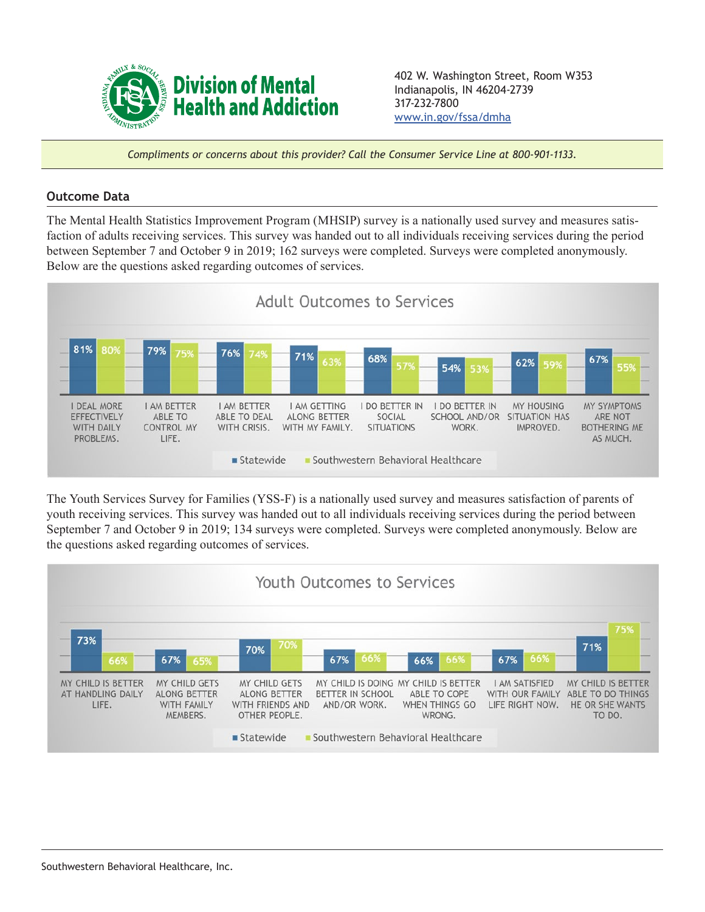Division of Mental Health and Addiction

402 W. Washington Street, Room W353
Indianapolis, IN 46204-2739
317-232-7800
www.in.gov/fssa/dmha

*Compliments or concerns about this provider? Call the Consumer Service Line at 800-901-1133.*

## Outcome Data

The Mental Health Statistics Improvement Program (MHSIP) survey is a nationally used survey and measures satisfaction of adults receiving services. This survey was handed out to all individuals receiving services during the period between September 7 and October 9 in 2019; 162 surveys were completed. Surveys were completed anonymously. Below are the questions asked regarding outcomes of services.

Adult Outcomes to Services

I DEAL MORE EFFECTIVELY WITH DAILY PROBLEMS. 81% 80%
I AM BETTER ABLE TO CONTROL MY LIFE. 79% 75%
I AM BETTER ABLE TO DEAL WITH CRISIS. 76% 74%
I AM GETTING ALONG BETTER WITH MY FAMILY. 71% 63%
I DO BETTER IN SOCIAL SITUATIONS 68% 57%
I DO BETTER IN SCHOOL AND/OR WORK. 54% 53%
MY HOUSING SITUATION HAS IMPROVED. 62% 59%
MY SYMPTOMS ARE NOT BOTHERING ME AS MUCH. 67% 55%

Statewide
Southwestern Behavioral Healthcare

The Youth Services Survey for Families (YSS-F) is a nationally used survey and measures satisfaction of parents of youth receiving services. This survey was handed out to all individuals receiving services during the period between September 7 and October 9 in 2019; 134 surveys were completed. Surveys were completed anonymously. Below are the questions asked regarding outcomes of services.

Youth Outcomes to Services

MY CHILD IS BETTER AT HANDLING DAILY LIFE. 73% 66%
MY CHILD GETS ALONG BETTER WITH FAMILY MEMBERS. 67% 65%
MY CHILD GETS ALONG BETTER WITH FRIENDS AND OTHER PEOPLE. 70% 70%
MY CHILD IS DOING BETTER IN SCHOOL AND/OR WORK. 67% 66%
MY CHILD IS BETTER ABLE TO COPE WHEN THINGS GO WRONG. 66% 66%
I AM SATISFIED WITH OUR FAMILY LIFE RIGHT NOW. 67% 66%
MY CHILD IS BETTER ABLE TO DO THINGS HE OR SHE WANTS TO DO. 71% 75%

Statewide
Southwestern Behavioral Healthcare

Southwestern Behavioral Healthcare, Inc.